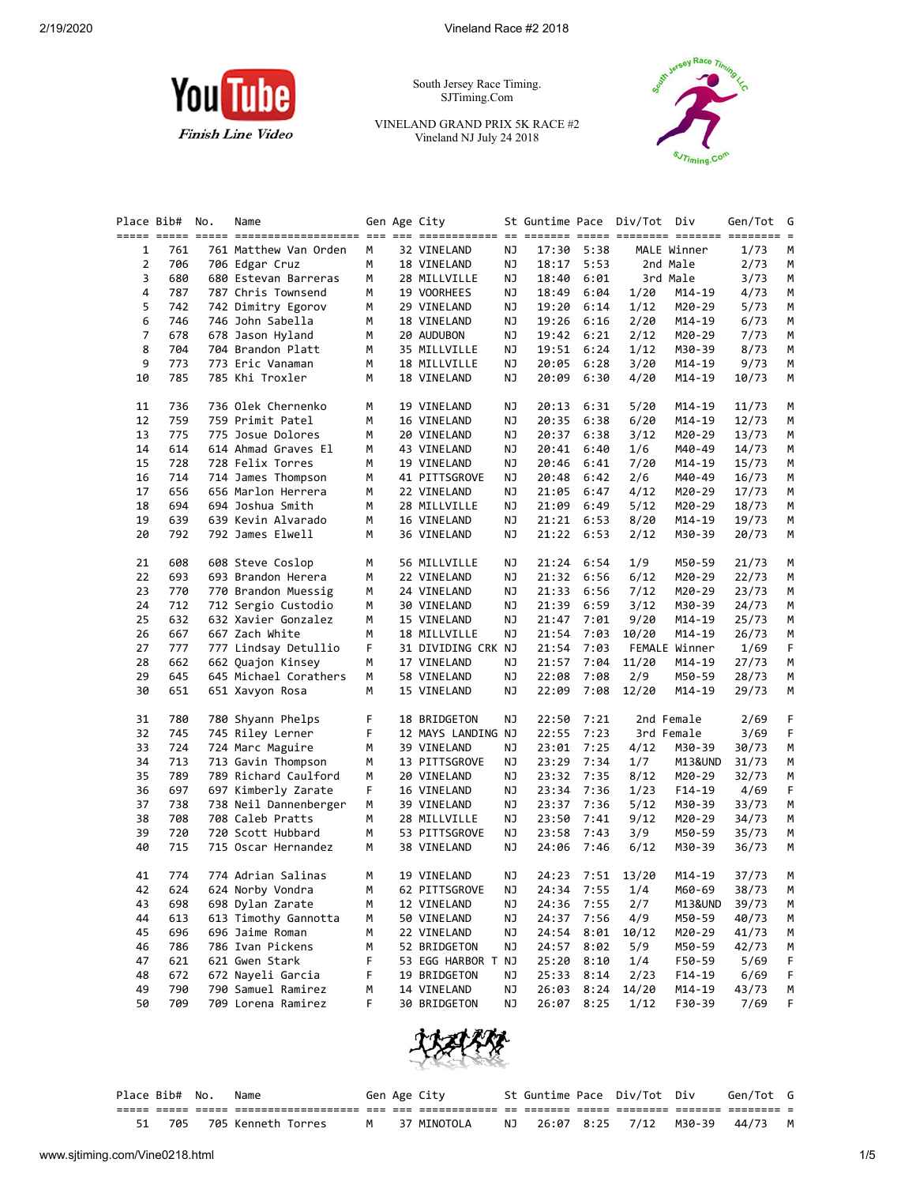South Jersey Race Timing.
SJTiming.Com

VINELAND GRAND PRIX 5K RACE #2
Vineland NJ July 24 2018

YouTube *Finish Line Video*

| Place | Bib# | No. | Name | Gen | Age | City | St | Guntime | Pace | Div/Tot | Div | Gen/Tot | G |
|---|---|---|---|---|---|---|---|---|---|---|---|---|---|
| 1 | 761 | 761 | Matthew Van Orden | M | 32 | VINELAND | NJ | 17:30 | 5:38 | MALE | Winner | 1/73 | M |
| 2 | 706 | 706 | Edgar Cruz | M | 18 | VINELAND | NJ | 18:17 | 5:53 | 2nd | Male | 2/73 | M |
| 3 | 680 | 680 | Estevan Barreras | M | 28 | MILLVILLE | NJ | 18:40 | 6:01 | 3rd | Male | 3/73 | M |
| 4 | 787 | 787 | Chris Townsend | M | 19 | VOORHEES | NJ | 18:49 | 6:04 | 1/20 | M14-19 | 4/73 | M |
| 5 | 742 | 742 | Dimitry Egorov | M | 29 | VINELAND | NJ | 19:20 | 6:14 | 1/12 | M20-29 | 5/73 | M |
| 6 | 746 | 746 | John Sabella | M | 18 | VINELAND | NJ | 19:26 | 6:16 | 2/20 | M14-19 | 6/73 | M |
| 7 | 678 | 678 | Jason Hyland | M | 20 | AUDUBON | NJ | 19:42 | 6:21 | 2/12 | M20-29 | 7/73 | M |
| 8 | 704 | 704 | Brandon Platt | M | 35 | MILLVILLE | NJ | 19:51 | 6:24 | 1/12 | M30-39 | 8/73 | M |
| 9 | 773 | 773 | Eric Vanaman | M | 18 | MILLVILLE | NJ | 20:05 | 6:28 | 3/20 | M14-19 | 9/73 | M |
| 10 | 785 | 785 | Khi Troxler | M | 18 | VINELAND | NJ | 20:09 | 6:30 | 4/20 | M14-19 | 10/73 | M |
| 11 | 736 | 736 | Olek Chernenko | M | 19 | VINELAND | NJ | 20:13 | 6:31 | 5/20 | M14-19 | 11/73 | M |
| 12 | 759 | 759 | Primit Patel | M | 16 | VINELAND | NJ | 20:35 | 6:38 | 6/20 | M14-19 | 12/73 | M |
| 13 | 775 | 775 | Josue Dolores | M | 20 | VINELAND | NJ | 20:37 | 6:38 | 3/12 | M20-29 | 13/73 | M |
| 14 | 614 | 614 | Ahmad Graves El | M | 43 | VINELAND | NJ | 20:41 | 6:40 | 1/6 | M40-49 | 14/73 | M |
| 15 | 728 | 728 | Felix Torres | M | 19 | VINELAND | NJ | 20:46 | 6:41 | 7/20 | M14-19 | 15/73 | M |
| 16 | 714 | 714 | James Thompson | M | 41 | PITTSGROVE | NJ | 20:48 | 6:42 | 2/6 | M40-49 | 16/73 | M |
| 17 | 656 | 656 | Marlon Herrera | M | 22 | VINELAND | NJ | 21:05 | 6:47 | 4/12 | M20-29 | 17/73 | M |
| 18 | 694 | 694 | Joshua Smith | M | 28 | MILLVILLE | NJ | 21:09 | 6:49 | 5/12 | M20-29 | 18/73 | M |
| 19 | 639 | 639 | Kevin Alvarado | M | 16 | VINELAND | NJ | 21:21 | 6:53 | 8/20 | M14-19 | 19/73 | M |
| 20 | 792 | 792 | James Elwell | M | 36 | VINELAND | NJ | 21:22 | 6:53 | 2/12 | M30-39 | 20/73 | M |
| 21 | 608 | 608 | Steve Coslop | M | 56 | MILLVILLE | NJ | 21:24 | 6:54 | 1/9 | M50-59 | 21/73 | M |
| 22 | 693 | 693 | Brandon Herera | M | 22 | VINELAND | NJ | 21:32 | 6:56 | 6/12 | M20-29 | 22/73 | M |
| 23 | 770 | 770 | Brandon Muessig | M | 24 | VINELAND | NJ | 21:33 | 6:56 | 7/12 | M20-29 | 23/73 | M |
| 24 | 712 | 712 | Sergio Custodio | M | 30 | VINELAND | NJ | 21:39 | 6:59 | 3/12 | M30-39 | 24/73 | M |
| 25 | 632 | 632 | Xavier Gonzalez | M | 15 | VINELAND | NJ | 21:47 | 7:01 | 9/20 | M14-19 | 25/73 | M |
| 26 | 667 | 667 | Zach White | M | 18 | MILLVILLE | NJ | 21:54 | 7:03 | 10/20 | M14-19 | 26/73 | M |
| 27 | 777 | 777 | Lindsay Detullio | F | 31 | DIVIDING CRK | NJ | 21:54 | 7:03 | FEMALE | Winner | 1/69 | F |
| 28 | 662 | 662 | Quajon Kinsey | M | 17 | VINELAND | NJ | 21:57 | 7:04 | 11/20 | M14-19 | 27/73 | M |
| 29 | 645 | 645 | Michael Corathers | M | 58 | VINELAND | NJ | 22:08 | 7:08 | 2/9 | M50-59 | 28/73 | M |
| 30 | 651 | 651 | Xavyon Rosa | M | 15 | VINELAND | NJ | 22:09 | 7:08 | 12/20 | M14-19 | 29/73 | M |
| 31 | 780 | 780 | Shyann Phelps | F | 18 | BRIDGETON | NJ | 22:50 | 7:21 | 2nd | Female | 2/69 | F |
| 32 | 745 | 745 | Riley Lerner | F | 12 | MAYS LANDING | NJ | 22:55 | 7:23 | 3rd | Female | 3/69 | F |
| 33 | 724 | 724 | Marc Maguire | M | 39 | VINELAND | NJ | 23:01 | 7:25 | 4/12 | M30-39 | 30/73 | M |
| 34 | 713 | 713 | Gavin Thompson | M | 13 | PITTSGROVE | NJ | 23:29 | 7:34 | 1/7 | M13&UND | 31/73 | M |
| 35 | 789 | 789 | Richard Caulford | M | 20 | VINELAND | NJ | 23:32 | 7:35 | 8/12 | M20-29 | 32/73 | M |
| 36 | 697 | 697 | Kimberly Zarate | F | 16 | VINELAND | NJ | 23:34 | 7:36 | 1/23 | F14-19 | 4/69 | F |
| 37 | 738 | 738 | Neil Dannenberger | M | 39 | VINELAND | NJ | 23:37 | 7:36 | 5/12 | M30-39 | 33/73 | M |
| 38 | 708 | 708 | Caleb Pratts | M | 28 | MILLVILLE | NJ | 23:50 | 7:41 | 9/12 | M20-29 | 34/73 | M |
| 39 | 720 | 720 | Scott Hubbard | M | 53 | PITTSGROVE | NJ | 23:58 | 7:43 | 3/9 | M50-59 | 35/73 | M |
| 40 | 715 | 715 | Oscar Hernandez | M | 38 | VINELAND | NJ | 24:06 | 7:46 | 6/12 | M30-39 | 36/73 | M |
| 41 | 774 | 774 | Adrian Salinas | M | 19 | VINELAND | NJ | 24:23 | 7:51 | 13/20 | M14-19 | 37/73 | M |
| 42 | 624 | 624 | Norby Vondra | M | 62 | PITTSGROVE | NJ | 24:34 | 7:55 | 1/4 | M60-69 | 38/73 | M |
| 43 | 698 | 698 | Dylan Zarate | M | 12 | VINELAND | NJ | 24:36 | 7:55 | 2/7 | M13&UND | 39/73 | M |
| 44 | 613 | 613 | Timothy Gannotta | M | 50 | VINELAND | NJ | 24:37 | 7:56 | 4/9 | M50-59 | 40/73 | M |
| 45 | 696 | 696 | Jaime Roman | M | 22 | VINELAND | NJ | 24:54 | 8:01 | 10/12 | M20-29 | 41/73 | M |
| 46 | 786 | 786 | Ivan Pickens | M | 52 | BRIDGETON | NJ | 24:57 | 8:02 | 5/9 | M50-59 | 42/73 | M |
| 47 | 621 | 621 | Gwen Stark | F | 53 | EGG HARBOR T | NJ | 25:20 | 8:10 | 1/4 | F50-59 | 5/69 | F |
| 48 | 672 | 672 | Nayeli Garcia | F | 19 | BRIDGETON | NJ | 25:33 | 8:14 | 2/23 | F14-19 | 6/69 | F |
| 49 | 790 | 790 | Samuel Ramirez | M | 14 | VINELAND | NJ | 26:03 | 8:24 | 14/20 | M14-19 | 43/73 | M |
| 50 | 709 | 709 | Lorena Ramirez | F | 30 | BRIDGETON | NJ | 26:07 | 8:25 | 1/12 | F30-39 | 7/69 | F |
| 51 | 705 | 705 | Kenneth Torres | M | 37 | MINOTOLA | NJ | 26:07 | 8:25 | 7/12 | M30-39 | 44/73 | M |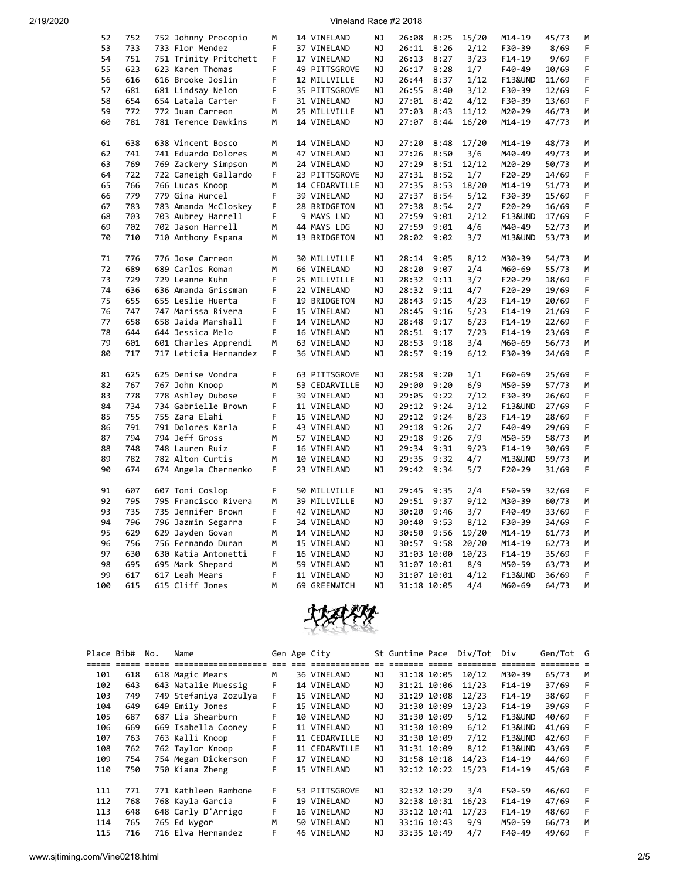| Place | Bib# | No. | Name | Gen | Age | City | St | Guntime | Pace | Div/Tot | Div | Gen/Tot | G |
|---|---|---|---|---|---|---|---|---|---|---|---|---|---|
| 52 | 752 | 752 | Johnny Procopio | M | 14 | VINELAND | NJ | 26:08 | 8:25 | 15/20 | M14-19 | 45/73 | M |
| 53 | 733 | 733 | Flor Mendez | F | 37 | VINELAND | NJ | 26:11 | 8:26 | 2/12 | F30-39 | 8/69 | F |
| 54 | 751 | 751 | Trinity Pritchett | F | 17 | VINELAND | NJ | 26:13 | 8:27 | 3/23 | F14-19 | 9/69 | F |
| 55 | 623 | 623 | Karen Thomas | F | 49 | PITTSGROVE | NJ | 26:17 | 8:28 | 1/7 | F40-49 | 10/69 | F |
| 56 | 616 | 616 | Brooke Joslin | F | 12 | MILLVILLE | NJ | 26:44 | 8:37 | 1/12 | F13&UND | 11/69 | F |
| 57 | 681 | 681 | Lindsay Nelon | F | 35 | PITTSGROVE | NJ | 26:55 | 8:40 | 3/12 | F30-39 | 12/69 | F |
| 58 | 654 | 654 | Latala Carter | F | 31 | VINELAND | NJ | 27:01 | 8:42 | 4/12 | F30-39 | 13/69 | F |
| 59 | 772 | 772 | Juan Carreon | M | 25 | MILLVILLE | NJ | 27:03 | 8:43 | 11/12 | M20-29 | 46/73 | M |
| 60 | 781 | 781 | Terence Dawkins | M | 14 | VINELAND | NJ | 27:07 | 8:44 | 16/20 | M14-19 | 47/73 | M |
| 61 | 638 | 638 | Vincent Bosco | M | 14 | VINELAND | NJ | 27:20 | 8:48 | 17/20 | M14-19 | 48/73 | M |
| 62 | 741 | 741 | Eduardo Dolores | M | 47 | VINELAND | NJ | 27:26 | 8:50 | 3/6 | M40-49 | 49/73 | M |
| 63 | 769 | 769 | Zackery Simpson | M | 24 | VINELAND | NJ | 27:29 | 8:51 | 12/12 | M20-29 | 50/73 | M |
| 64 | 722 | 722 | Caneigh Gallardo | F | 23 | PITTSGROVE | NJ | 27:31 | 8:52 | 1/7 | F20-29 | 14/69 | F |
| 65 | 766 | 766 | Lucas Knoop | M | 14 | CEDARVILLE | NJ | 27:35 | 8:53 | 18/20 | M14-19 | 51/73 | M |
| 66 | 779 | 779 | Gina Wurcel | F | 39 | VINELAND | NJ | 27:37 | 8:54 | 5/12 | F30-39 | 15/69 | F |
| 67 | 783 | 783 | Amanda McCloskey | F | 28 | BRIDGETON | NJ | 27:38 | 8:54 | 2/7 | F20-29 | 16/69 | F |
| 68 | 703 | 703 | Aubrey Harrell | F | 9 | MAYS LND | NJ | 27:59 | 9:01 | 2/12 | F13&UND | 17/69 | F |
| 69 | 702 | 702 | Jason Harrell | M | 44 | MAYS LDG | NJ | 27:59 | 9:01 | 4/6 | M40-49 | 52/73 | M |
| 70 | 710 | 710 | Anthony Espana | M | 13 | BRIDGETON | NJ | 28:02 | 9:02 | 3/7 | M13&UND | 53/73 | M |
| 71 | 776 | 776 | Jose Carreon | M | 30 | MILLVILLE | NJ | 28:14 | 9:05 | 8/12 | M30-39 | 54/73 | M |
| 72 | 689 | 689 | Carlos Roman | M | 66 | VINELAND | NJ | 28:20 | 9:07 | 2/4 | M60-69 | 55/73 | M |
| 73 | 729 | 729 | Leanne Kuhn | F | 25 | MILLVILLE | NJ | 28:32 | 9:11 | 3/7 | F20-29 | 18/69 | F |
| 74 | 636 | 636 | Amanda Grissman | F | 22 | VINELAND | NJ | 28:32 | 9:11 | 4/7 | F20-29 | 19/69 | F |
| 75 | 655 | 655 | Leslie Huerta | F | 19 | BRIDGETON | NJ | 28:43 | 9:15 | 4/23 | F14-19 | 20/69 | F |
| 76 | 747 | 747 | Marissa Rivera | F | 15 | VINELAND | NJ | 28:45 | 9:16 | 5/23 | F14-19 | 21/69 | F |
| 77 | 658 | 658 | Jaida Marshall | F | 14 | VINELAND | NJ | 28:48 | 9:17 | 6/23 | F14-19 | 22/69 | F |
| 78 | 644 | 644 | Jessica Melo | F | 16 | VINELAND | NJ | 28:51 | 9:17 | 7/23 | F14-19 | 23/69 | F |
| 79 | 601 | 601 | Charles Apprendi | M | 63 | VINELAND | NJ | 28:53 | 9:18 | 3/4 | M60-69 | 56/73 | M |
| 80 | 717 | 717 | Leticia Hernandez | F | 36 | VINELAND | NJ | 28:57 | 9:19 | 6/12 | F30-39 | 24/69 | F |
| 81 | 625 | 625 | Denise Vondra | F | 63 | PITTSGROVE | NJ | 28:58 | 9:20 | 1/1 | F60-69 | 25/69 | F |
| 82 | 767 | 767 | John Knoop | M | 53 | CEDARVILLE | NJ | 29:00 | 9:20 | 6/9 | M50-59 | 57/73 | M |
| 83 | 778 | 778 | Ashley Dubose | F | 39 | VINELAND | NJ | 29:05 | 9:22 | 7/12 | F30-39 | 26/69 | F |
| 84 | 734 | 734 | Gabrielle Brown | F | 11 | VINELAND | NJ | 29:12 | 9:24 | 3/12 | F13&UND | 27/69 | F |
| 85 | 755 | 755 | Zara Elahi | F | 15 | VINELAND | NJ | 29:12 | 9:24 | 8/23 | F14-19 | 28/69 | F |
| 86 | 791 | 791 | Dolores Karla | F | 43 | VINELAND | NJ | 29:18 | 9:26 | 2/7 | F40-49 | 29/69 | F |
| 87 | 794 | 794 | Jeff Gross | M | 57 | VINELAND | NJ | 29:18 | 9:26 | 7/9 | M50-59 | 58/73 | M |
| 88 | 748 | 748 | Lauren Ruiz | F | 16 | VINELAND | NJ | 29:34 | 9:31 | 9/23 | F14-19 | 30/69 | F |
| 89 | 782 | 782 | Alton Curtis | M | 10 | VINELAND | NJ | 29:35 | 9:32 | 4/7 | M13&UND | 59/73 | M |
| 90 | 674 | 674 | Angela Chernenko | F | 23 | VINELAND | NJ | 29:42 | 9:34 | 5/7 | F20-29 | 31/69 | F |
| 91 | 607 | 607 | Toni Coslop | F | 50 | MILLVILLE | NJ | 29:45 | 9:35 | 2/4 | F50-59 | 32/69 | F |
| 92 | 795 | 795 | Francisco Rivera | M | 39 | MILLVILLE | NJ | 29:51 | 9:37 | 9/12 | M30-39 | 60/73 | M |
| 93 | 735 | 735 | Jennifer Brown | F | 42 | VINELAND | NJ | 30:20 | 9:46 | 3/7 | F40-49 | 33/69 | F |
| 94 | 796 | 796 | Jazmin Segarra | F | 34 | VINELAND | NJ | 30:40 | 9:53 | 8/12 | F30-39 | 34/69 | F |
| 95 | 629 | 629 | Jayden Govan | M | 14 | VINELAND | NJ | 30:50 | 9:56 | 19/20 | M14-19 | 61/73 | M |
| 96 | 756 | 756 | Fernando Duran | M | 15 | VINELAND | NJ | 30:57 | 9:58 | 20/20 | M14-19 | 62/73 | M |
| 97 | 630 | 630 | Katia Antonetti | F | 16 | VINELAND | NJ | 31:03 | 10:00 | 10/23 | F14-19 | 35/69 | F |
| 98 | 695 | 695 | Mark Shepard | M | 59 | VINELAND | NJ | 31:07 | 10:01 | 8/9 | M50-59 | 63/73 | M |
| 99 | 617 | 617 | Leah Mears | F | 11 | VINELAND | NJ | 31:07 | 10:01 | 4/12 | F13&UND | 36/69 | F |
| 100 | 615 | 615 | Cliff Jones | M | 69 | GREENWICH | NJ | 31:18 | 10:05 | 4/4 | M60-69 | 64/73 | M |
| 101 | 618 | 618 | Magic Mears | M | 36 | VINELAND | NJ | 31:18 | 10:05 | 10/12 | M30-39 | 65/73 | M |
| 102 | 643 | 643 | Natalie Muessig | F | 14 | VINELAND | NJ | 31:21 | 10:06 | 11/23 | F14-19 | 37/69 | F |
| 103 | 749 | 749 | Stefaniya Zozulya | F | 15 | VINELAND | NJ | 31:29 | 10:08 | 12/23 | F14-19 | 38/69 | F |
| 104 | 649 | 649 | Emily Jones | F | 15 | VINELAND | NJ | 31:30 | 10:09 | 13/23 | F14-19 | 39/69 | F |
| 105 | 687 | 687 | Lia Shearburn | F | 10 | VINELAND | NJ | 31:30 | 10:09 | 5/12 | F13&UND | 40/69 | F |
| 106 | 669 | 669 | Isabella Cooney | F | 11 | VINELAND | NJ | 31:30 | 10:09 | 6/12 | F13&UND | 41/69 | F |
| 107 | 763 | 763 | Kalli Knoop | F | 11 | CEDARVILLE | NJ | 31:30 | 10:09 | 7/12 | F13&UND | 42/69 | F |
| 108 | 762 | 762 | Taylor Knoop | F | 11 | CEDARVILLE | NJ | 31:31 | 10:09 | 8/12 | F13&UND | 43/69 | F |
| 109 | 754 | 754 | Megan Dickerson | F | 17 | VINELAND | NJ | 31:58 | 10:18 | 14/23 | F14-19 | 44/69 | F |
| 110 | 750 | 750 | Kiana Zheng | F | 15 | VINELAND | NJ | 32:12 | 10:22 | 15/23 | F14-19 | 45/69 | F |
| 111 | 771 | 771 | Kathleen Rambone | F | 53 | PITTSGROVE | NJ | 32:32 | 10:29 | 3/4 | F50-59 | 46/69 | F |
| 112 | 768 | 768 | Kayla Garcia | F | 19 | VINELAND | NJ | 32:38 | 10:31 | 16/23 | F14-19 | 47/69 | F |
| 113 | 648 | 648 | Carly D'Arrigo | F | 16 | VINELAND | NJ | 33:12 | 10:41 | 17/23 | F14-19 | 48/69 | F |
| 114 | 765 | 765 | Ed Wygor | M | 50 | VINELAND | NJ | 33:16 | 10:43 | 9/9 | M50-59 | 66/73 | M |
| 115 | 716 | 716 | Elva Hernandez | F | 46 | VINELAND | NJ | 33:35 | 10:49 | 4/7 | F40-49 | 49/69 | F |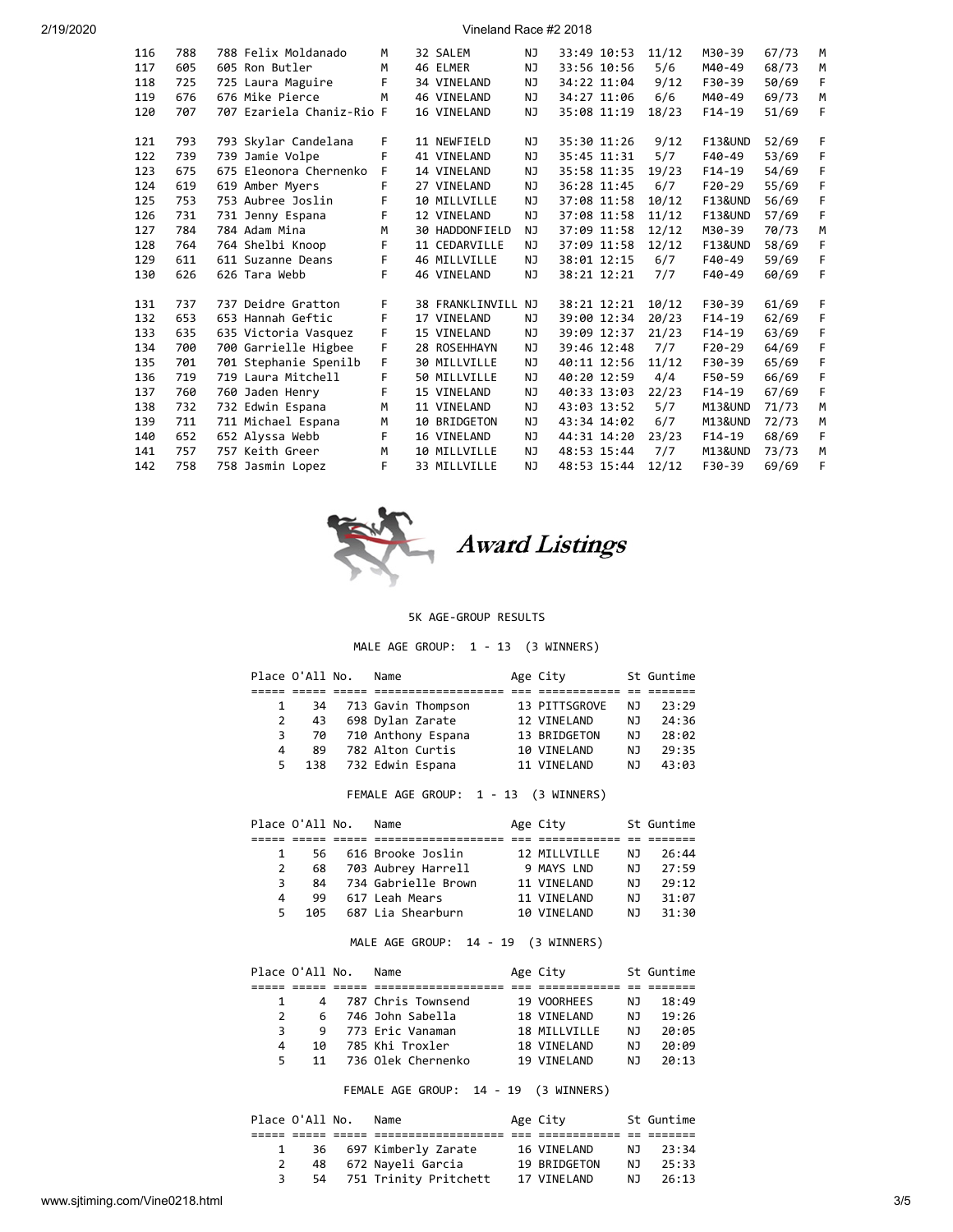| | | | | | | | | | | | | |
|---|---|---|---|---|---|---|---|---|---|---|---|---|
| 116 | 788 | 788 Felix Moldanado | M | 32 | SALEM | NJ | 33:49 | 10:53 | 11/12 | M30-39 | 67/73 | M |
| 117 | 605 | 605 Ron Butler | M | 46 | ELMER | NJ | 33:56 | 10:56 | 5/6 | M40-49 | 68/73 | M |
| 118 | 725 | 725 Laura Maguire | F | 34 | VINELAND | NJ | 34:22 | 11:04 | 9/12 | F30-39 | 50/69 | F |
| 119 | 676 | 676 Mike Pierce | M | 46 | VINELAND | NJ | 34:27 | 11:06 | 6/6 | M40-49 | 69/73 | M |
| 120 | 707 | 707 Ezariela Chaniz-Rio | F | 16 | VINELAND | NJ | 35:08 | 11:19 | 18/23 | F14-19 | 51/69 | F |
| 121 | 793 | 793 Skylar Candelana | F | 11 | NEWFIELD | NJ | 35:30 | 11:26 | 9/12 | F13&UND | 52/69 | F |
| 122 | 739 | 739 Jamie Volpe | F | 41 | VINELAND | NJ | 35:45 | 11:31 | 5/7 | F40-49 | 53/69 | F |
| 123 | 675 | 675 Eleonora Chernenko | F | 14 | VINELAND | NJ | 35:58 | 11:35 | 19/23 | F14-19 | 54/69 | F |
| 124 | 619 | 619 Amber Myers | F | 27 | VINELAND | NJ | 36:28 | 11:45 | 6/7 | F20-29 | 55/69 | F |
| 125 | 753 | 753 Aubree Joslin | F | 10 | MILLVILLE | NJ | 37:08 | 11:58 | 10/12 | F13&UND | 56/69 | F |
| 126 | 731 | 731 Jenny Espana | F | 12 | VINELAND | NJ | 37:08 | 11:58 | 11/12 | F13&UND | 57/69 | F |
| 127 | 784 | 784 Adam Mina | M | 30 | HADDONFIELD | NJ | 37:09 | 11:58 | 12/12 | M30-39 | 70/73 | M |
| 128 | 764 | 764 Shelbi Knoop | F | 11 | CEDARVILLE | NJ | 37:09 | 11:58 | 12/12 | F13&UND | 58/69 | F |
| 129 | 611 | 611 Suzanne Deans | F | 46 | MILLVILLE | NJ | 38:01 | 12:15 | 6/7 | F40-49 | 59/69 | F |
| 130 | 626 | 626 Tara Webb | F | 46 | VINELAND | NJ | 38:21 | 12:21 | 7/7 | F40-49 | 60/69 | F |
| 131 | 737 | 737 Deidre Gratton | F | 38 | FRANKLINVILL | NJ | 38:21 | 12:21 | 10/12 | F30-39 | 61/69 | F |
| 132 | 653 | 653 Hannah Geftic | F | 17 | VINELAND | NJ | 39:00 | 12:34 | 20/23 | F14-19 | 62/69 | F |
| 133 | 635 | 635 Victoria Vasquez | F | 15 | VINELAND | NJ | 39:09 | 12:37 | 21/23 | F14-19 | 63/69 | F |
| 134 | 700 | 700 Garrielle Higbee | F | 28 | ROSEHHAYN | NJ | 39:46 | 12:48 | 7/7 | F20-29 | 64/69 | F |
| 135 | 701 | 701 Stephanie Spenilb | F | 30 | MILLVILLE | NJ | 40:11 | 12:56 | 11/12 | F30-39 | 65/69 | F |
| 136 | 719 | 719 Laura Mitchell | F | 50 | MILLVILLE | NJ | 40:20 | 12:59 | 4/4 | F50-59 | 66/69 | F |
| 137 | 760 | 760 Jaden Henry | F | 15 | VINELAND | NJ | 40:33 | 13:03 | 22/23 | F14-19 | 67/69 | F |
| 138 | 732 | 732 Edwin Espana | M | 11 | VINELAND | NJ | 43:03 | 13:52 | 5/7 | M13&UND | 71/73 | M |
| 139 | 711 | 711 Michael Espana | M | 10 | BRIDGETON | NJ | 43:34 | 14:02 | 6/7 | M13&UND | 72/73 | M |
| 140 | 652 | 652 Alyssa Webb | F | 16 | VINELAND | NJ | 44:31 | 14:20 | 23/23 | F14-19 | 68/69 | F |
| 141 | 757 | 757 Keith Greer | M | 10 | MILLVILLE | NJ | 48:53 | 15:44 | 7/7 | M13&UND | 73/73 | M |
| 142 | 758 | 758 Jasmin Lopez | F | 33 | MILLVILLE | NJ | 48:53 | 15:44 | 12/12 | F30-39 | 69/69 | F |

*Award Listings*

5K AGE-GROUP RESULTS

MALE AGE GROUP: 1 - 13 (3 WINNERS)

| Place | O'All | No. | Name | Age | City | St | Guntime |
|---|---|---|---|---|---|---|---|
| 1 | 34 | 713 | Gavin Thompson | 13 | PITTSGROVE | NJ | 23:29 |
| 2 | 43 | 698 | Dylan Zarate | 12 | VINELAND | NJ | 24:36 |
| 3 | 70 | 710 | Anthony Espana | 13 | BRIDGETON | NJ | 28:02 |
| 4 | 89 | 782 | Alton Curtis | 10 | VINELAND | NJ | 29:35 |
| 5 | 138 | 732 | Edwin Espana | 11 | VINELAND | NJ | 43:03 |

FEMALE AGE GROUP: 1 - 13 (3 WINNERS)

| Place | O'All | No. | Name | Age | City | St | Guntime |
|---|---|---|---|---|---|---|---|
| 1 | 56 | 616 | Brooke Joslin | 12 | MILLVILLE | NJ | 26:44 |
| 2 | 68 | 703 | Aubrey Harrell | 9 | MAYS LND | NJ | 27:59 |
| 3 | 84 | 734 | Gabrielle Brown | 11 | VINELAND | NJ | 29:12 |
| 4 | 99 | 617 | Leah Mears | 11 | VINELAND | NJ | 31:07 |
| 5 | 105 | 687 | Lia Shearburn | 10 | VINELAND | NJ | 31:30 |

MALE AGE GROUP: 14 - 19 (3 WINNERS)

| Place | O'All | No. | Name | Age | City | St | Guntime |
|---|---|---|---|---|---|---|---|
| 1 | 4 | 787 | Chris Townsend | 19 | VOORHEES | NJ | 18:49 |
| 2 | 6 | 746 | John Sabella | 18 | VINELAND | NJ | 19:26 |
| 3 | 9 | 773 | Eric Vanaman | 18 | MILLVILLE | NJ | 20:05 |
| 4 | 10 | 785 | Khi Troxler | 18 | VINELAND | NJ | 20:09 |
| 5 | 11 | 736 | Olek Chernenko | 19 | VINELAND | NJ | 20:13 |

FEMALE AGE GROUP: 14 - 19 (3 WINNERS)

| Place | O'All | No. | Name | Age | City | St | Guntime |
|---|---|---|---|---|---|---|---|
| 1 | 36 | 697 | Kimberly Zarate | 16 | VINELAND | NJ | 23:34 |
| 2 | 48 | 672 | Nayeli Garcia | 19 | BRIDGETON | NJ | 25:33 |
| 3 | 54 | 751 | Trinity Pritchett | 17 | VINELAND | NJ | 26:13 |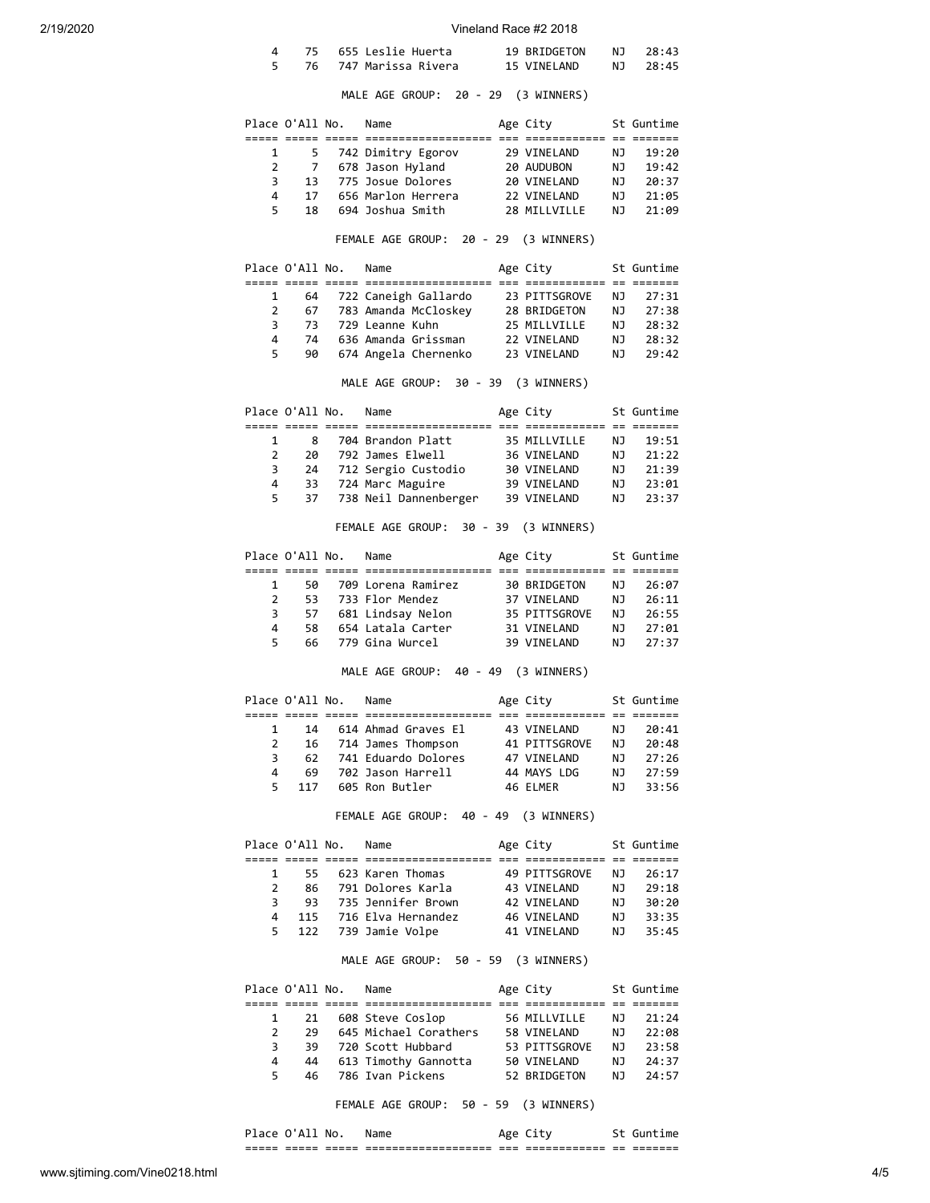| Place | O'All | No. | Name | Age | City | St | Guntime |
|---|---|---|---|---|---|---|---|
| 4 | 75 | 655 | Leslie Huerta | 19 | BRIDGETON | NJ | 28:43 |
| 5 | 76 | 747 | Marissa Rivera | 15 | VINELAND | NJ | 28:45 |

MALE AGE GROUP: 20 - 29 (3 WINNERS)

| Place | O'All | No. | Name | Age | City | St | Guntime |
|---|---|---|---|---|---|---|---|
| 1 | 5 | 742 | Dimitry Egorov | 29 | VINELAND | NJ | 19:20 |
| 2 | 7 | 678 | Jason Hyland | 20 | AUDUBON | NJ | 19:42 |
| 3 | 13 | 775 | Josue Dolores | 20 | VINELAND | NJ | 20:37 |
| 4 | 17 | 656 | Marlon Herrera | 22 | VINELAND | NJ | 21:05 |
| 5 | 18 | 694 | Joshua Smith | 28 | MILLVILLE | NJ | 21:09 |

FEMALE AGE GROUP: 20 - 29 (3 WINNERS)

| Place | O'All | No. | Name | Age | City | St | Guntime |
|---|---|---|---|---|---|---|---|
| 1 | 64 | 722 | Caneigh Gallardo | 23 | PITTSGROVE | NJ | 27:31 |
| 2 | 67 | 783 | Amanda McCloskey | 28 | BRIDGETON | NJ | 27:38 |
| 3 | 73 | 729 | Leanne Kuhn | 25 | MILLVILLE | NJ | 28:32 |
| 4 | 74 | 636 | Amanda Grissman | 22 | VINELAND | NJ | 28:32 |
| 5 | 90 | 674 | Angela Chernenko | 23 | VINELAND | NJ | 29:42 |

MALE AGE GROUP: 30 - 39 (3 WINNERS)

| Place | O'All | No. | Name | Age | City | St | Guntime |
|---|---|---|---|---|---|---|---|
| 1 | 8 | 704 | Brandon Platt | 35 | MILLVILLE | NJ | 19:51 |
| 2 | 20 | 792 | James Elwell | 36 | VINELAND | NJ | 21:22 |
| 3 | 24 | 712 | Sergio Custodio | 30 | VINELAND | NJ | 21:39 |
| 4 | 33 | 724 | Marc Maguire | 39 | VINELAND | NJ | 23:01 |
| 5 | 37 | 738 | Neil Dannenberger | 39 | VINELAND | NJ | 23:37 |

FEMALE AGE GROUP: 30 - 39 (3 WINNERS)

| Place | O'All | No. | Name | Age | City | St | Guntime |
|---|---|---|---|---|---|---|---|
| 1 | 50 | 709 | Lorena Ramirez | 30 | BRIDGETON | NJ | 26:07 |
| 2 | 53 | 733 | Flor Mendez | 37 | VINELAND | NJ | 26:11 |
| 3 | 57 | 681 | Lindsay Nelon | 35 | PITTSGROVE | NJ | 26:55 |
| 4 | 58 | 654 | Latala Carter | 31 | VINELAND | NJ | 27:01 |
| 5 | 66 | 779 | Gina Wurcel | 39 | VINELAND | NJ | 27:37 |

MALE AGE GROUP: 40 - 49 (3 WINNERS)

| Place | O'All | No. | Name | Age | City | St | Guntime |
|---|---|---|---|---|---|---|---|
| 1 | 14 | 614 | Ahmad Graves El | 43 | VINELAND | NJ | 20:41 |
| 2 | 16 | 714 | James Thompson | 41 | PITTSGROVE | NJ | 20:48 |
| 3 | 62 | 741 | Eduardo Dolores | 47 | VINELAND | NJ | 27:26 |
| 4 | 69 | 702 | Jason Harrell | 44 | MAYS LDG | NJ | 27:59 |
| 5 | 117 | 605 | Ron Butler | 46 | ELMER | NJ | 33:56 |

FEMALE AGE GROUP: 40 - 49 (3 WINNERS)

| Place | O'All | No. | Name | Age | City | St | Guntime |
|---|---|---|---|---|---|---|---|
| 1 | 55 | 623 | Karen Thomas | 49 | PITTSGROVE | NJ | 26:17 |
| 2 | 86 | 791 | Dolores Karla | 43 | VINELAND | NJ | 29:18 |
| 3 | 93 | 735 | Jennifer Brown | 42 | VINELAND | NJ | 30:20 |
| 4 | 115 | 716 | Elva Hernandez | 46 | VINELAND | NJ | 33:35 |
| 5 | 122 | 739 | Jamie Volpe | 41 | VINELAND | NJ | 35:45 |

MALE AGE GROUP: 50 - 59 (3 WINNERS)

| Place | O'All | No. | Name | Age | City | St | Guntime |
|---|---|---|---|---|---|---|---|
| 1 | 21 | 608 | Steve Coslop | 56 | MILLVILLE | NJ | 21:24 |
| 2 | 29 | 645 | Michael Corathers | 58 | VINELAND | NJ | 22:08 |
| 3 | 39 | 720 | Scott Hubbard | 53 | PITTSGROVE | NJ | 23:58 |
| 4 | 44 | 613 | Timothy Gannotta | 50 | VINELAND | NJ | 24:37 |
| 5 | 46 | 786 | Ivan Pickens | 52 | BRIDGETON | NJ | 24:57 |

FEMALE AGE GROUP: 50 - 59 (3 WINNERS)

| Place | O'All | No. | Name | Age | City | St | Guntime |
|---|---|---|---|---|---|---|---|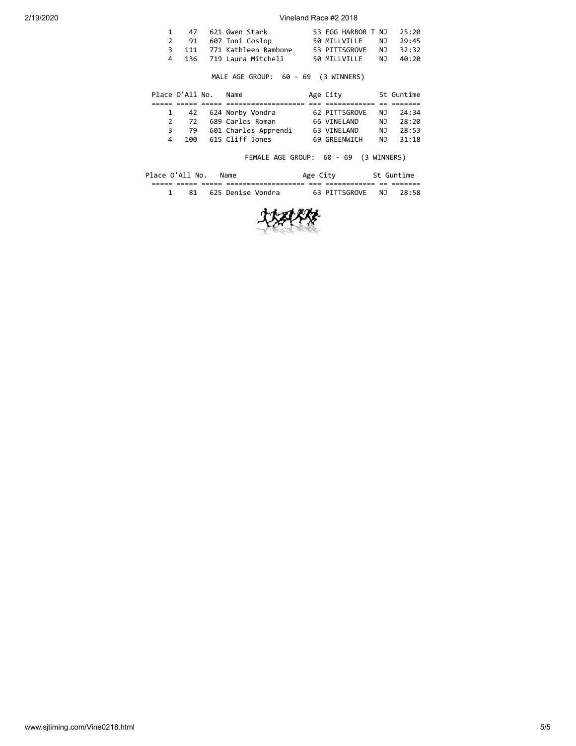| | | | | | | | |
|---|---|---|---|---|---|---|---|
| 1 | 47 | 621 | Gwen Stark | 53 | EGG HARBOR T | NJ | 25:20 |
| 2 | 91 | 607 | Toni Coslop | 50 | MILLVILLE | NJ | 29:45 |
| 3 | 111 | 771 | Kathleen Rambone | 53 | PITTSGROVE | NJ | 32:32 |
| 4 | 136 | 719 | Laura Mitchell | 50 | MILLVILLE | NJ | 40:20 |

MALE AGE GROUP: 60 - 69 (3 WINNERS)

| Place | O'All | No. | Name | Age | City | St | Guntime |
|---|---|---|---|---|---|---|---|
| 1 | 42 | 624 | Norby Vondra | 62 | PITTSGROVE | NJ | 24:34 |
| 2 | 72 | 689 | Carlos Roman | 66 | VINELAND | NJ | 28:20 |
| 3 | 79 | 601 | Charles Apprendi | 63 | VINELAND | NJ | 28:53 |
| 4 | 100 | 615 | Cliff Jones | 69 | GREENWICH | NJ | 31:18 |

FEMALE AGE GROUP: 60 - 69 (3 WINNERS)

| Place | O'All | No. | Name | Age | City | St | Guntime |
|---|---|---|---|---|---|---|---|
| 1 | 81 | 625 | Denise Vondra | 63 | PITTSGROVE | NJ | 28:58 |